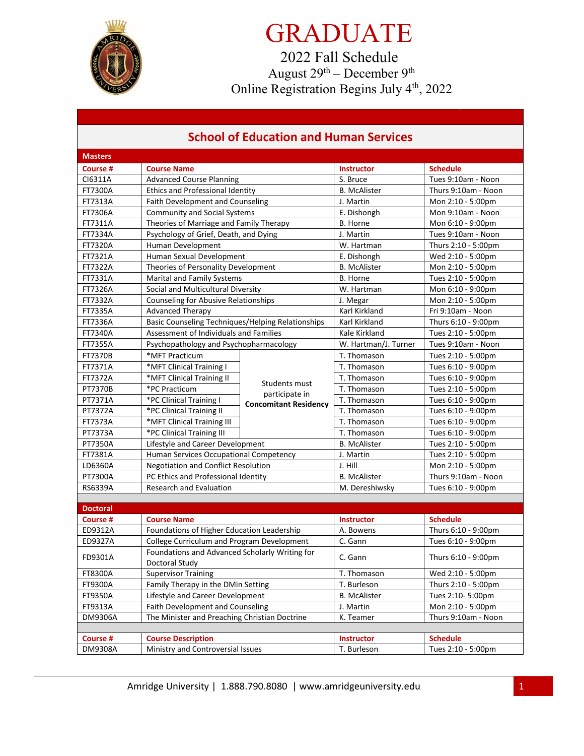# GRADUATE

## 2022 Fall Schedule

August 29th – December 9th

Online Registration Begins July 4th, 2022

## School of Education and Human Services

### Masters

| Course # | Course Name | | Instructor | Schedule |
|---|---|---|---|---|
| CI6311A | Advanced Course Planning | | S. Bruce | Tues 9:10am - Noon |
| FT7300A | Ethics and Professional Identity | | B. McAlister | Thurs 9:10am - Noon |
| FT7313A | Faith Development and Counseling | | J. Martin | Mon 2:10 - 5:00pm |
| FT7306A | Community and Social Systems | | E. Dishongh | Mon 9:10am - Noon |
| FT7311A | Theories of Marriage and Family Therapy | | B. Horne | Mon 6:10 - 9:00pm |
| FT7334A | Psychology of Grief, Death, and Dying | | J. Martin | Tues 9:10am - Noon |
| FT7320A | Human Development | | W. Hartman | Thurs 2:10 - 5:00pm |
| FT7321A | Human Sexual Development | | E. Dishongh | Wed 2:10 - 5:00pm |
| FT7322A | Theories of Personality Development | | B. McAlister | Mon 2:10 - 5:00pm |
| FT7331A | Marital and Family Systems | | B. Horne | Tues 2:10 - 5:00pm |
| FT7326A | Social and Multicultural Diversity | | W. Hartman | Mon 6:10 - 9:00pm |
| FT7332A | Counseling for Abusive Relationships | | J. Megar | Mon 2:10 - 5:00pm |
| FT7335A | Advanced Therapy | | Karl Kirkland | Fri 9:10am - Noon |
| FT7336A | Basic Counseling Techniques/Helping Relationships | | Karl Kirkland | Thurs 6:10 - 9:00pm |
| FT7340A | Assessment of Individuals and Families | | Kale Kirkland | Tues 2:10 - 5:00pm |
| FT7355A | Psychopathology and Psychopharmacology | | W. Hartman/J. Turner | Tues 9:10am - Noon |
| FT7370B | *MFT Practicum | Students must participate in **Concomitant Residency** | T. Thomason | Tues 2:10 - 5:00pm |
| FT7371A | *MFT Clinical Training I | | T. Thomason | Tues 6:10 - 9:00pm |
| FT7372A | *MFT Clinical Training II | | T. Thomason | Tues 6:10 - 9:00pm |
| PT7370B | *PC Practicum | | T. Thomason | Tues 2:10 - 5:00pm |
| PT7371A | *PC Clinical Training I | | T. Thomason | Tues 6:10 - 9:00pm |
| PT7372A | *PC Clinical Training II | | T. Thomason | Tues 6:10 - 9:00pm |
| FT7373A | *MFT Clinical Training III | | T. Thomason | Tues 6:10 - 9:00pm |
| PT7373A | *PC Clinical Training III | | T. Thomason | Tues 6:10 - 9:00pm |
| PT7350A | Lifestyle and Career Development | | B. McAlister | Tues 2:10 - 5:00pm |
| FT7381A | Human Services Occupational Competency | | J. Martin | Tues 2:10 - 5:00pm |
| LD6360A | Negotiation and Conflict Resolution | | J. Hill | Mon 2:10 - 5:00pm |
| PT7300A | PC Ethics and Professional Identity | | B. McAlister | Thurs 9:10am - Noon |
| RS6339A | Research and Evaluation | | M. Dereshiwsky | Tues 6:10 - 9:00pm |

### Doctoral

| Course # | Course Name | Instructor | Schedule |
|---|---|---|---|
| ED9312A | Foundations of Higher Education Leadership | A. Bowens | Thurs 6:10 - 9:00pm |
| ED9327A | College Curriculum and Program Development | C. Gann | Tues 6:10 - 9:00pm |
| FD9301A | Foundations and Advanced Scholarly Writing for Doctoral Study | C. Gann | Thurs 6:10 - 9:00pm |
| FT8300A | Supervisor Training | T. Thomason | Wed 2:10 - 5:00pm |
| FT9300A | Family Therapy in the DMin Setting | T. Burleson | Thurs 2:10 - 5:00pm |
| FT9350A | Lifestyle and Career Development | B. McAlister | Tues 2:10- 5:00pm |
| FT9313A | Faith Development and Counseling | J. Martin | Mon 2:10 - 5:00pm |
| DM9306A | The Minister and Preaching Christian Doctrine | K. Teamer | Thurs 9:10am - Noon |

| Course # | Course Description | Instructor | Schedule |
|---|---|---|---|
| DM9308A | Ministry and Controversial Issues | T. Burleson | Tues 2:10 - 5:00pm |

Amridge University | 1.888.790.8080 | www.amridgeuniversity.edu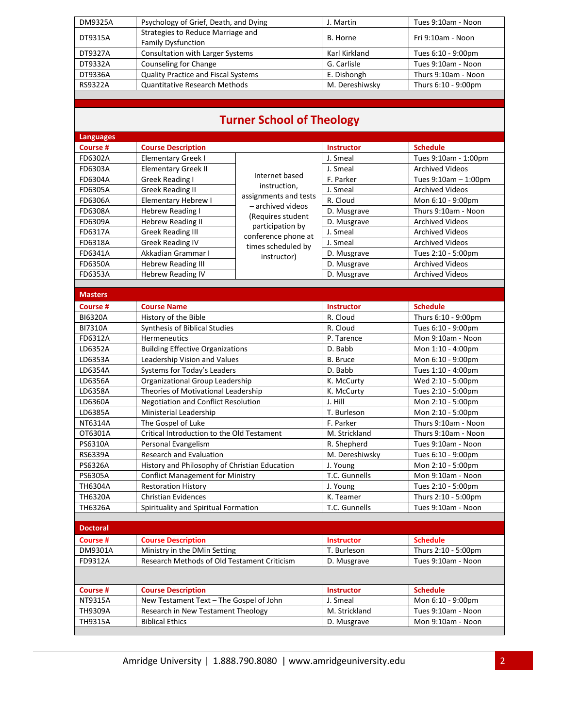| DM9325A | Psychology of Grief, Death, and Dying | J. Martin | Tues 9:10am - Noon |
|---|---|---|---|
| DT9315A | Strategies to Reduce Marriage and Family Dysfunction | B. Horne | Fri 9:10am - Noon |
| DT9327A | Consultation with Larger Systems | Karl Kirkland | Tues 6:10 - 9:00pm |
| DT9332A | Counseling for Change | G. Carlisle | Tues 9:10am - Noon |
| DT9336A | Quality Practice and Fiscal Systems | E. Dishongh | Thurs 9:10am - Noon |
| RS9322A | Quantitative Research Methods | M. Dereshiwsky | Thurs 6:10 - 9:00pm |

## Turner School of Theology

### Languages

| Course # | Course Description | | Instructor | Schedule |
|---|---|---|---|---|
| FD6302A | Elementary Greek I | Internet based instruction, assignments and tests – archived videos (Requires student participation by conference phone at times scheduled by instructor) | J. Smeal | Tues 9:10am - 1:00pm |
| FD6303A | Elementary Greek II | | J. Smeal | Archived Videos |
| FD6304A | Greek Reading I | | F. Parker | Tues 9:10am – 1:00pm |
| FD6305A | Greek Reading II | | J. Smeal | Archived Videos |
| FD6306A | Elementary Hebrew I | | R. Cloud | Mon 6:10 - 9:00pm |
| FD6308A | Hebrew Reading I | | D. Musgrave | Thurs 9:10am - Noon |
| FD6309A | Hebrew Reading II | | D. Musgrave | Archived Videos |
| FD6317A | Greek Reading III | | J. Smeal | Archived Videos |
| FD6318A | Greek Reading IV | | J. Smeal | Archived Videos |
| FD6341A | Akkadian Grammar I | | D. Musgrave | Tues 2:10 - 5:00pm |
| FD6350A | Hebrew Reading III | | D. Musgrave | Archived Videos |
| FD6353A | Hebrew Reading IV | | D. Musgrave | Archived Videos |

### Masters

| Course # | Course Name | Instructor | Schedule |
|---|---|---|---|
| BI6320A | History of the Bible | R. Cloud | Thurs 6:10 - 9:00pm |
| BI7310A | Synthesis of Biblical Studies | R. Cloud | Tues 6:10 - 9:00pm |
| FD6312A | Hermeneutics | P. Tarence | Mon 9:10am - Noon |
| LD6352A | Building Effective Organizations | D. Babb | Mon 1:10 - 4:00pm |
| LD6353A | Leadership Vision and Values | B. Bruce | Mon 6:10 - 9:00pm |
| LD6354A | Systems for Today's Leaders | D. Babb | Tues 1:10 - 4:00pm |
| LD6356A | Organizational Group Leadership | K. McCurty | Wed 2:10 - 5:00pm |
| LD6358A | Theories of Motivational Leadership | K. McCurty | Tues 2:10 - 5:00pm |
| LD6360A | Negotiation and Conflict Resolution | J. Hill | Mon 2:10 - 5:00pm |
| LD6385A | Ministerial Leadership | T. Burleson | Mon 2:10 - 5:00pm |
| NT6314A | The Gospel of Luke | F. Parker | Thurs 9:10am - Noon |
| OT6301A | Critical Introduction to the Old Testament | M. Strickland | Thurs 9:10am - Noon |
| PS6310A | Personal Evangelism | R. Shepherd | Tues 9:10am - Noon |
| RS6339A | Research and Evaluation | M. Dereshiwsky | Tues 6:10 - 9:00pm |
| PS6326A | History and Philosophy of Christian Education | J. Young | Mon 2:10 - 5:00pm |
| PS6305A | Conflict Management for Ministry | T.C. Gunnells | Mon 9:10am - Noon |
| TH6304A | Restoration History | J. Young | Tues 2:10 - 5:00pm |
| TH6320A | Christian Evidences | K. Teamer | Thurs 2:10 - 5:00pm |
| TH6326A | Spirituality and Spiritual Formation | T.C. Gunnells | Tues 9:10am - Noon |

### Doctoral

| Course # | Course Description | Instructor | Schedule |
|---|---|---|---|
| DM9301A | Ministry in the DMin Setting | T. Burleson | Thurs 2:10 - 5:00pm |
| FD9312A | Research Methods of Old Testament Criticism | D. Musgrave | Tues 9:10am - Noon |

| Course # | Course Description | Instructor | Schedule |
|---|---|---|---|
| NT9315A | New Testament Text – The Gospel of John | J. Smeal | Mon 6:10 - 9:00pm |
| TH9309A | Research in New Testament Theology | M. Strickland | Tues 9:10am - Noon |
| TH9315A | Biblical Ethics | D. Musgrave | Mon 9:10am - Noon |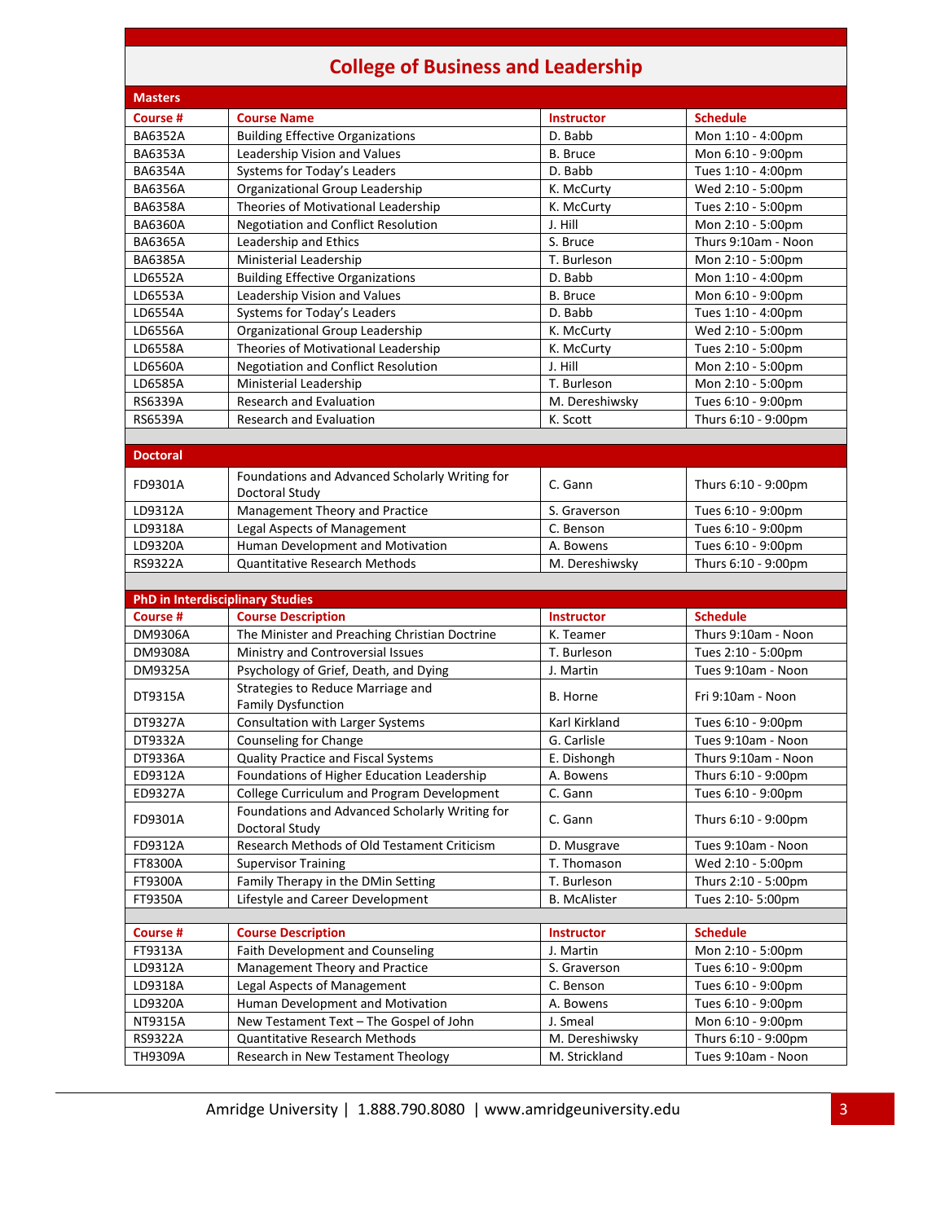# College of Business and Leadership

## Masters

| Course # | Course Name | Instructor | Schedule |
|---|---|---|---|
| BA6352A | Building Effective Organizations | D. Babb | Mon 1:10 - 4:00pm |
| BA6353A | Leadership Vision and Values | B. Bruce | Mon 6:10 - 9:00pm |
| BA6354A | Systems for Today's Leaders | D. Babb | Tues 1:10 - 4:00pm |
| BA6356A | Organizational Group Leadership | K. McCurty | Wed 2:10 - 5:00pm |
| BA6358A | Theories of Motivational Leadership | K. McCurty | Tues 2:10 - 5:00pm |
| BA6360A | Negotiation and Conflict Resolution | J. Hill | Mon 2:10 - 5:00pm |
| BA6365A | Leadership and Ethics | S. Bruce | Thurs 9:10am - Noon |
| BA6385A | Ministerial Leadership | T. Burleson | Mon 2:10 - 5:00pm |
| LD6552A | Building Effective Organizations | D. Babb | Mon 1:10 - 4:00pm |
| LD6553A | Leadership Vision and Values | B. Bruce | Mon 6:10 - 9:00pm |
| LD6554A | Systems for Today's Leaders | D. Babb | Tues 1:10 - 4:00pm |
| LD6556A | Organizational Group Leadership | K. McCurty | Wed 2:10 - 5:00pm |
| LD6558A | Theories of Motivational Leadership | K. McCurty | Tues 2:10 - 5:00pm |
| LD6560A | Negotiation and Conflict Resolution | J. Hill | Mon 2:10 - 5:00pm |
| LD6585A | Ministerial Leadership | T. Burleson | Mon 2:10 - 5:00pm |
| RS6339A | Research and Evaluation | M. Dereshiwsky | Tues 6:10 - 9:00pm |
| RS6539A | Research and Evaluation | K. Scott | Thurs 6:10 - 9:00pm |

## Doctoral

| Course # | Course Name | Instructor | Schedule |
|---|---|---|---|
| FD9301A | Foundations and Advanced Scholarly Writing for Doctoral Study | C. Gann | Thurs 6:10 - 9:00pm |
| LD9312A | Management Theory and Practice | S. Graverson | Tues 6:10 - 9:00pm |
| LD9318A | Legal Aspects of Management | C. Benson | Tues 6:10 - 9:00pm |
| LD9320A | Human Development and Motivation | A. Bowens | Tues 6:10 - 9:00pm |
| RS9322A | Quantitative Research Methods | M. Dereshiwsky | Thurs 6:10 - 9:00pm |

## PhD in Interdisciplinary Studies

| Course # | Course Description | Instructor | Schedule |
|---|---|---|---|
| DM9306A | The Minister and Preaching Christian Doctrine | K. Teamer | Thurs 9:10am - Noon |
| DM9308A | Ministry and Controversial Issues | T. Burleson | Tues 2:10 - 5:00pm |
| DM9325A | Psychology of Grief, Death, and Dying | J. Martin | Tues 9:10am - Noon |
| DT9315A | Strategies to Reduce Marriage and Family Dysfunction | B. Horne | Fri 9:10am - Noon |
| DT9327A | Consultation with Larger Systems | Karl Kirkland | Tues 6:10 - 9:00pm |
| DT9332A | Counseling for Change | G. Carlisle | Tues 9:10am - Noon |
| DT9336A | Quality Practice and Fiscal Systems | E. Dishongh | Thurs 9:10am - Noon |
| ED9312A | Foundations of Higher Education Leadership | A. Bowens | Thurs 6:10 - 9:00pm |
| ED9327A | College Curriculum and Program Development | C. Gann | Tues 6:10 - 9:00pm |
| FD9301A | Foundations and Advanced Scholarly Writing for Doctoral Study | C. Gann | Thurs 6:10 - 9:00pm |
| FD9312A | Research Methods of Old Testament Criticism | D. Musgrave | Tues 9:10am - Noon |
| FT8300A | Supervisor Training | T. Thomason | Wed 2:10 - 5:00pm |
| FT9300A | Family Therapy in the DMin Setting | T. Burleson | Thurs 2:10 - 5:00pm |
| FT9350A | Lifestyle and Career Development | B. McAlister | Tues 2:10- 5:00pm |

| Course # | Course Description | Instructor | Schedule |
|---|---|---|---|
| FT9313A | Faith Development and Counseling | J. Martin | Mon 2:10 - 5:00pm |
| LD9312A | Management Theory and Practice | S. Graverson | Tues 6:10 - 9:00pm |
| LD9318A | Legal Aspects of Management | C. Benson | Tues 6:10 - 9:00pm |
| LD9320A | Human Development and Motivation | A. Bowens | Tues 6:10 - 9:00pm |
| NT9315A | New Testament Text – The Gospel of John | J. Smeal | Mon 6:10 - 9:00pm |
| RS9322A | Quantitative Research Methods | M. Dereshiwsky | Thurs 6:10 - 9:00pm |
| TH9309A | Research in New Testament Theology | M. Strickland | Tues 9:10am - Noon |

Amridge University | 1.888.790.8080 | www.amridgeuniversity.edu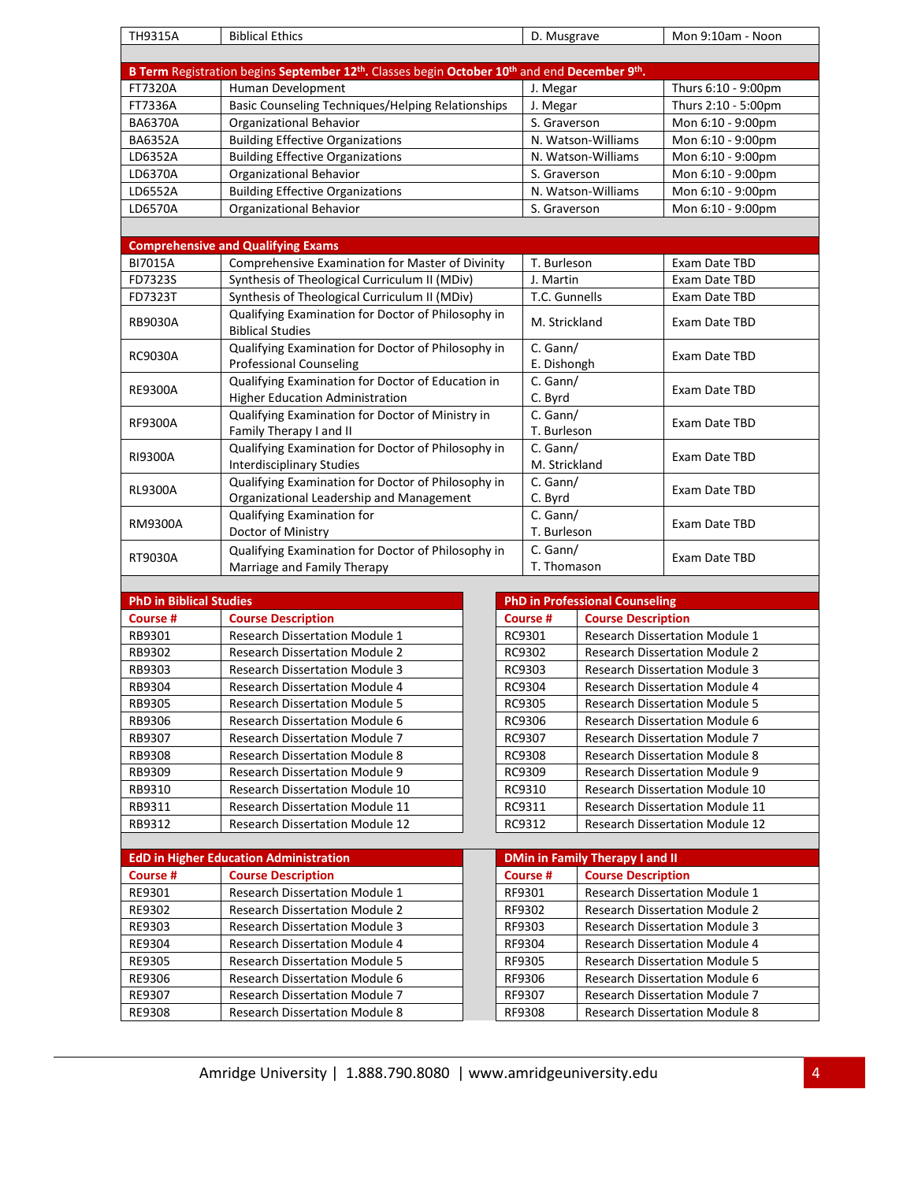| TH9315A | Biblical Ethics | D. Musgrave | Mon 9:10am - Noon |
|---|---|---|---|

**B Term Registration begins September 12th. Classes begin October 10th and end December 9th.**

| | | | |
|---|---|---|---|
| FT7320A | Human Development | J. Megar | Thurs 6:10 - 9:00pm |
| FT7336A | Basic Counseling Techniques/Helping Relationships | J. Megar | Thurs 2:10 - 5:00pm |
| BA6370A | Organizational Behavior | S. Graverson | Mon 6:10 - 9:00pm |
| BA6352A | Building Effective Organizations | N. Watson-Williams | Mon 6:10 - 9:00pm |
| LD6352A | Building Effective Organizations | N. Watson-Williams | Mon 6:10 - 9:00pm |
| LD6370A | Organizational Behavior | S. Graverson | Mon 6:10 - 9:00pm |
| LD6552A | Building Effective Organizations | N. Watson-Williams | Mon 6:10 - 9:00pm |
| LD6570A | Organizational Behavior | S. Graverson | Mon 6:10 - 9:00pm |

**Comprehensive and Qualifying Exams**

| | | | |
|---|---|---|---|
| BI7015A | Comprehensive Examination for Master of Divinity | T. Burleson | Exam Date TBD |
| FD7323S | Synthesis of Theological Curriculum II (MDiv) | J. Martin | Exam Date TBD |
| FD7323T | Synthesis of Theological Curriculum II (MDiv) | T.C. Gunnells | Exam Date TBD |
| RB9030A | Qualifying Examination for Doctor of Philosophy in Biblical Studies | M. Strickland | Exam Date TBD |
| RC9030A | Qualifying Examination for Doctor of Philosophy in Professional Counseling | C. Gann/ E. Dishongh | Exam Date TBD |
| RE9300A | Qualifying Examination for Doctor of Education in Higher Education Administration | C. Gann/ C. Byrd | Exam Date TBD |
| RF9300A | Qualifying Examination for Doctor of Ministry in Family Therapy I and II | C. Gann/ T. Burleson | Exam Date TBD |
| RI9300A | Qualifying Examination for Doctor of Philosophy in Interdisciplinary Studies | C. Gann/ M. Strickland | Exam Date TBD |
| RL9300A | Qualifying Examination for Doctor of Philosophy in Organizational Leadership and Management | C. Gann/ C. Byrd | Exam Date TBD |
| RM9300A | Qualifying Examination for Doctor of Ministry | C. Gann/ T. Burleson | Exam Date TBD |
| RT9030A | Qualifying Examination for Doctor of Philosophy in Marriage and Family Therapy | C. Gann/ T. Thomason | Exam Date TBD |

**PhD in Biblical Studies**

| Course # | Course Description |
|---|---|
| RB9301 | Research Dissertation Module 1 |
| RB9302 | Research Dissertation Module 2 |
| RB9303 | Research Dissertation Module 3 |
| RB9304 | Research Dissertation Module 4 |
| RB9305 | Research Dissertation Module 5 |
| RB9306 | Research Dissertation Module 6 |
| RB9307 | Research Dissertation Module 7 |
| RB9308 | Research Dissertation Module 8 |
| RB9309 | Research Dissertation Module 9 |
| RB9310 | Research Dissertation Module 10 |
| RB9311 | Research Dissertation Module 11 |
| RB9312 | Research Dissertation Module 12 |

**PhD in Professional Counseling**

| Course # | Course Description |
|---|---|
| RC9301 | Research Dissertation Module 1 |
| RC9302 | Research Dissertation Module 2 |
| RC9303 | Research Dissertation Module 3 |
| RC9304 | Research Dissertation Module 4 |
| RC9305 | Research Dissertation Module 5 |
| RC9306 | Research Dissertation Module 6 |
| RC9307 | Research Dissertation Module 7 |
| RC9308 | Research Dissertation Module 8 |
| RC9309 | Research Dissertation Module 9 |
| RC9310 | Research Dissertation Module 10 |
| RC9311 | Research Dissertation Module 11 |
| RC9312 | Research Dissertation Module 12 |

**EdD in Higher Education Administration**

| Course # | Course Description |
|---|---|
| RE9301 | Research Dissertation Module 1 |
| RE9302 | Research Dissertation Module 2 |
| RE9303 | Research Dissertation Module 3 |
| RE9304 | Research Dissertation Module 4 |
| RE9305 | Research Dissertation Module 5 |
| RE9306 | Research Dissertation Module 6 |
| RE9307 | Research Dissertation Module 7 |
| RE9308 | Research Dissertation Module 8 |

**DMin in Family Therapy I and II**

| Course # | Course Description |
|---|---|
| RF9301 | Research Dissertation Module 1 |
| RF9302 | Research Dissertation Module 2 |
| RF9303 | Research Dissertation Module 3 |
| RF9304 | Research Dissertation Module 4 |
| RF9305 | Research Dissertation Module 5 |
| RF9306 | Research Dissertation Module 6 |
| RF9307 | Research Dissertation Module 7 |
| RF9308 | Research Dissertation Module 8 |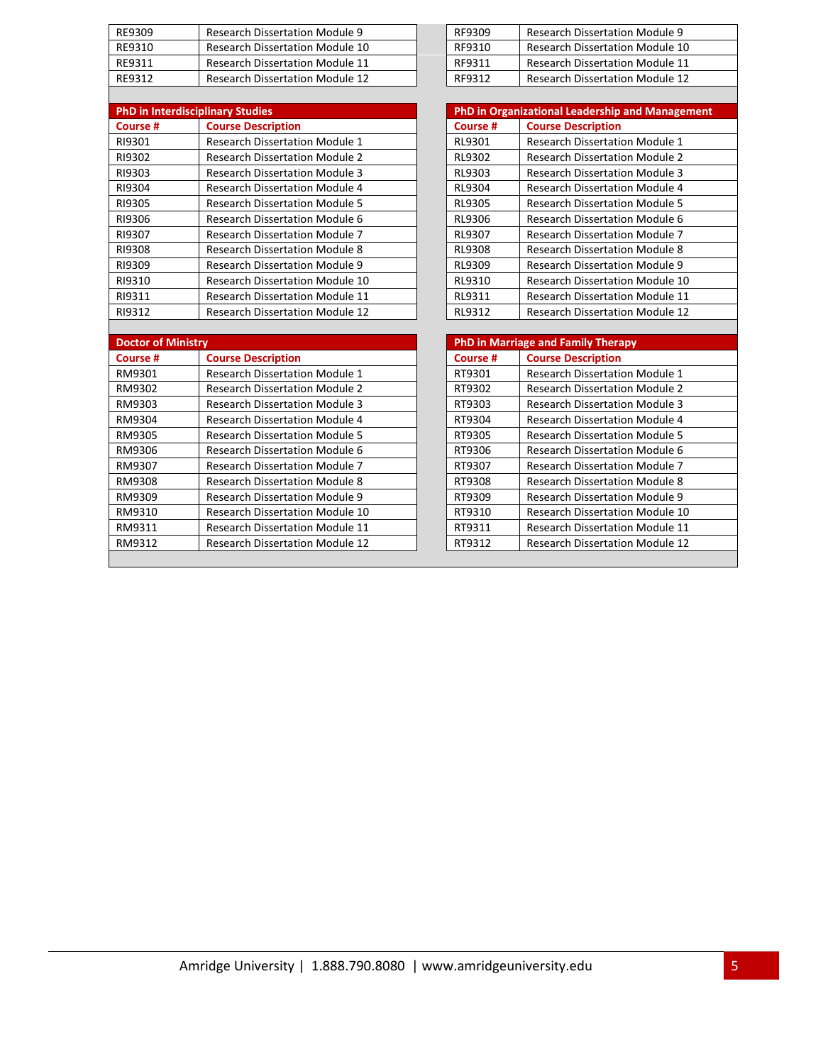| Course # | Course Description |
| --- | --- |
| RE9309 | Research Dissertation Module 9 |
| RE9310 | Research Dissertation Module 10 |
| RE9311 | Research Dissertation Module 11 |
| RE9312 | Research Dissertation Module 12 |

| Course # | Course Description |
| --- | --- |
| RF9309 | Research Dissertation Module 9 |
| RF9310 | Research Dissertation Module 10 |
| RF9311 | Research Dissertation Module 11 |
| RF9312 | Research Dissertation Module 12 |

**PhD in Interdisciplinary Studies**

| Course # | Course Description |
| --- | --- |
| RI9301 | Research Dissertation Module 1 |
| RI9302 | Research Dissertation Module 2 |
| RI9303 | Research Dissertation Module 3 |
| RI9304 | Research Dissertation Module 4 |
| RI9305 | Research Dissertation Module 5 |
| RI9306 | Research Dissertation Module 6 |
| RI9307 | Research Dissertation Module 7 |
| RI9308 | Research Dissertation Module 8 |
| RI9309 | Research Dissertation Module 9 |
| RI9310 | Research Dissertation Module 10 |
| RI9311 | Research Dissertation Module 11 |
| RI9312 | Research Dissertation Module 12 |

**PhD in Organizational Leadership and Management**

| Course # | Course Description |
| --- | --- |
| RL9301 | Research Dissertation Module 1 |
| RL9302 | Research Dissertation Module 2 |
| RL9303 | Research Dissertation Module 3 |
| RL9304 | Research Dissertation Module 4 |
| RL9305 | Research Dissertation Module 5 |
| RL9306 | Research Dissertation Module 6 |
| RL9307 | Research Dissertation Module 7 |
| RL9308 | Research Dissertation Module 8 |
| RL9309 | Research Dissertation Module 9 |
| RL9310 | Research Dissertation Module 10 |
| RL9311 | Research Dissertation Module 11 |
| RL9312 | Research Dissertation Module 12 |

**Doctor of Ministry**

| Course # | Course Description |
| --- | --- |
| RM9301 | Research Dissertation Module 1 |
| RM9302 | Research Dissertation Module 2 |
| RM9303 | Research Dissertation Module 3 |
| RM9304 | Research Dissertation Module 4 |
| RM9305 | Research Dissertation Module 5 |
| RM9306 | Research Dissertation Module 6 |
| RM9307 | Research Dissertation Module 7 |
| RM9308 | Research Dissertation Module 8 |
| RM9309 | Research Dissertation Module 9 |
| RM9310 | Research Dissertation Module 10 |
| RM9311 | Research Dissertation Module 11 |
| RM9312 | Research Dissertation Module 12 |

**PhD in Marriage and Family Therapy**

| Course # | Course Description |
| --- | --- |
| RT9301 | Research Dissertation Module 1 |
| RT9302 | Research Dissertation Module 2 |
| RT9303 | Research Dissertation Module 3 |
| RT9304 | Research Dissertation Module 4 |
| RT9305 | Research Dissertation Module 5 |
| RT9306 | Research Dissertation Module 6 |
| RT9307 | Research Dissertation Module 7 |
| RT9308 | Research Dissertation Module 8 |
| RT9309 | Research Dissertation Module 9 |
| RT9310 | Research Dissertation Module 10 |
| RT9311 | Research Dissertation Module 11 |
| RT9312 | Research Dissertation Module 12 |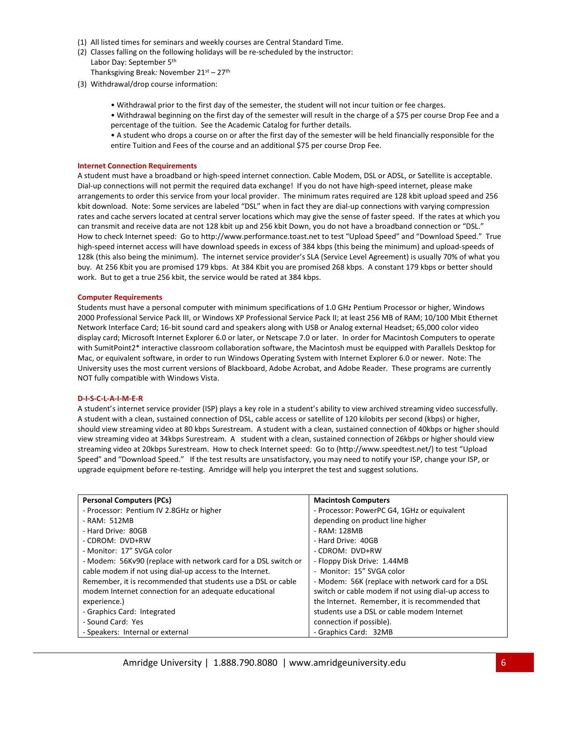(1) All listed times for seminars and weekly courses are Central Standard Time.
(2) Classes falling on the following holidays will be re-scheduled by the instructor:
    Labor Day: September 5th
    Thanksgiving Break: November 21st – 27th
(3) Withdrawal/drop course information:

- Withdrawal prior to the first day of the semester, the student will not incur tuition or fee charges.
- Withdrawal beginning on the first day of the semester will result in the charge of a $75 per course Drop Fee and a percentage of the tuition. See the Academic Catalog for further details.
- A student who drops a course on or after the first day of the semester will be held financially responsible for the entire Tuition and Fees of the course and an additional $75 per course Drop Fee.

### Internet Connection Requirements

A student must have a broadband or high-speed internet connection. Cable Modem, DSL or ADSL, or Satellite is acceptable. Dial-up connections will not permit the required data exchange! If you do not have high-speed internet, please make arrangements to order this service from your local provider. The minimum rates required are 128 kbit upload speed and 256 kbit download. Note: Some services are labeled "DSL" when in fact they are dial-up connections with varying compression rates and cache servers located at central server locations which may give the sense of faster speed. If the rates at which you can transmit and receive data are not 128 kbit up and 256 kbit Down, you do not have a broadband connection or "DSL." How to check Internet speed: Go to http://www.performance.toast.net to test "Upload Speed" and "Download Speed." True high-speed internet access will have download speeds in excess of 384 kbps (this being the minimum) and upload-speeds of 128k (this also being the minimum). The internet service provider's SLA (Service Level Agreement) is usually 70% of what you buy. At 256 Kbit you are promised 179 kbps. At 384 Kbit you are promised 268 kbps. A constant 179 kbps or better should work. But to get a true 256 kbit, the service would be rated at 384 kbps.

### Computer Requirements

Students must have a personal computer with minimum specifications of 1.0 GHz Pentium Processor or higher, Windows 2000 Professional Service Pack III, or Windows XP Professional Service Pack II; at least 256 MB of RAM; 10/100 Mbit Ethernet Network Interface Card; 16-bit sound card and speakers along with USB or Analog external Headset; 65,000 color video display card; Microsoft Internet Explorer 6.0 or later, or Netscape 7.0 or later. In order for Macintosh Computers to operate with SumitPoint2* interactive classroom collaboration software, the Macintosh must be equipped with Parallels Desktop for Mac, or equivalent software, in order to run Windows Operating System with Internet Explorer 6.0 or newer. Note: The University uses the most current versions of Blackboard, Adobe Acrobat, and Adobe Reader. These programs are currently NOT fully compatible with Windows Vista.

### D-I-S-C-L-A-I-M-E-R

A student's internet service provider (ISP) plays a key role in a student's ability to view archived streaming video successfully. A student with a clean, sustained connection of DSL, cable access or satellite of 120 kilobits per second (kbps) or higher, should view streaming video at 80 kbps Surestream. A student with a clean, sustained connection of 40kbps or higher should view streaming video at 34kbps Surestream. A student with a clean, sustained connection of 26kbps or higher should view streaming video at 20kbps Surestream. How to check Internet speed: Go to (http://www.speedtest.net/) to test "Upload Speed" and "Download Speed." If the test results are unsatisfactory, you may need to notify your ISP, change your ISP, or upgrade equipment before re-testing. Amridge will help you interpret the test and suggest solutions.

| Personal Computers (PCs) | Macintosh Computers |
|---|---|
| - Processor: Pentium IV 2.8GHz or higher<br>- RAM: 512MB<br>- Hard Drive: 80GB<br>- CDROM: DVD+RW<br>- Monitor: 17" SVGA color<br>- Modem: 56Kv90 (replace with network card for a DSL switch or cable modem if not using dial-up access to the Internet. Remember, it is recommended that students use a DSL or cable modem Internet connection for an adequate educational experience.)<br>- Graphics Card: Integrated<br>- Sound Card: Yes<br>- Speakers: Internal or external | - Processor: PowerPC G4, 1GHz or equivalent depending on product line higher<br>- RAM: 128MB<br>- Hard Drive: 40GB<br>- CDROM: DVD+RW<br>- Floppy Disk Drive: 1.44MB<br>- Monitor: 15" SVGA color<br>- Modem: 56K (replace with network card for a DSL switch or cable modem if not using dial-up access to the Internet. Remember, it is recommended that students use a DSL or cable modem Internet connection if possible).<br>- Graphics Card: 32MB |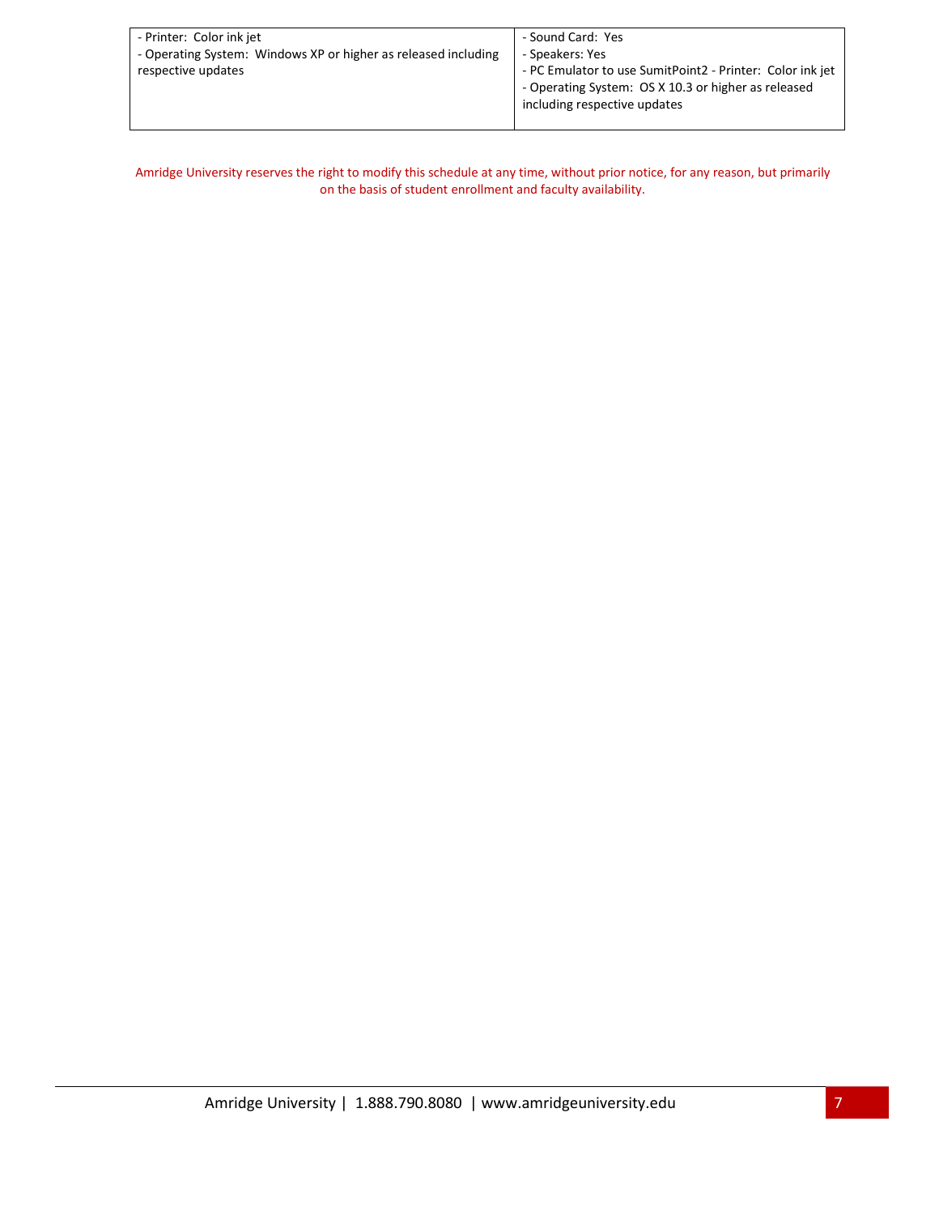| | |
|---|---|
| - Printer: Color ink jet<br>- Operating System: Windows XP or higher as released including respective updates | - Sound Card: Yes<br>- Speakers: Yes<br>- PC Emulator to use SumitPoint2 - Printer: Color ink jet<br>- Operating System: OS X 10.3 or higher as released including respective updates |

Amridge University reserves the right to modify this schedule at any time, without prior notice, for any reason, but primarily on the basis of student enrollment and faculty availability.